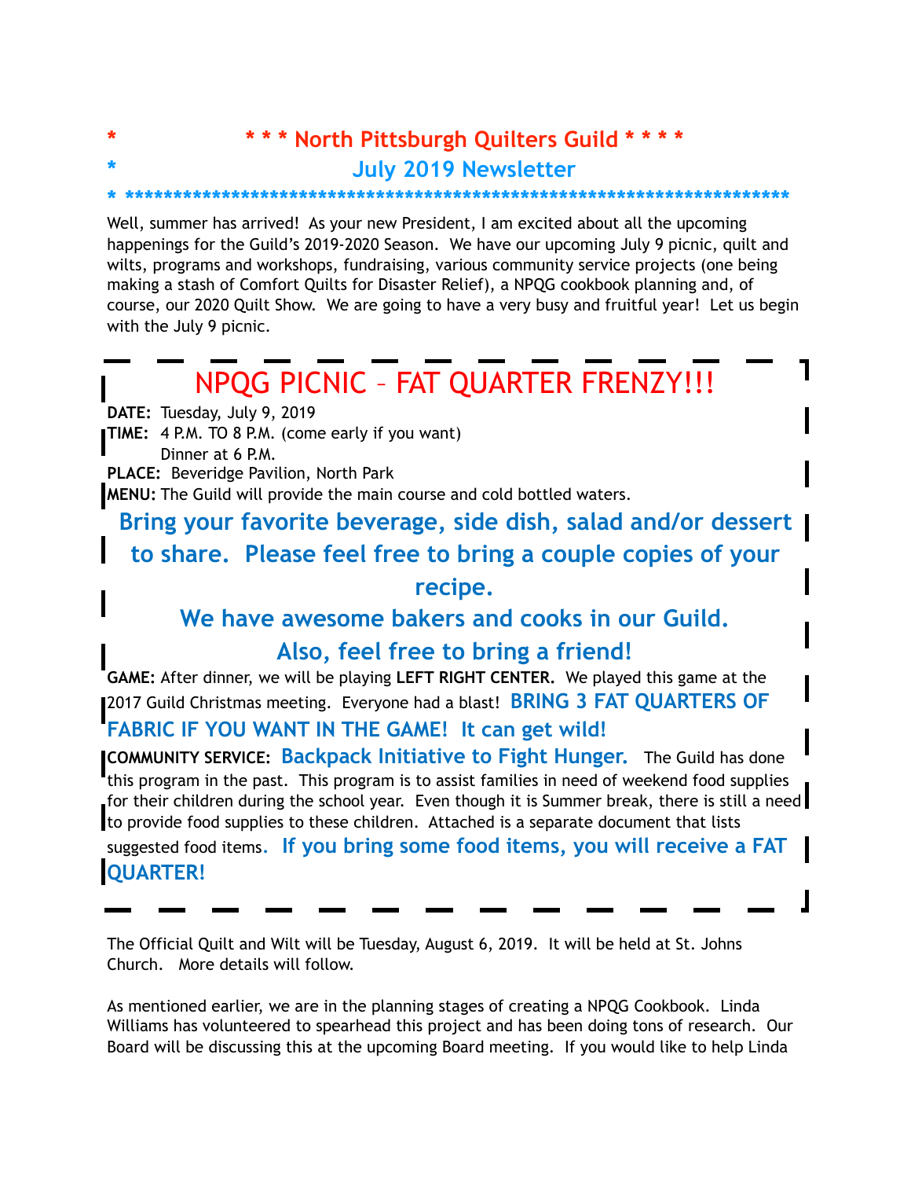# \* \* \* North Pittsburgh Quilters Guild \* \* \* \*

## July 2019 Newsletter

Well, summer has arrived! As your new President, I am excited about all the upcoming happenings for the Guild's 2019-2020 Season. We have our upcoming July 9 picnic, quilt and wilts, programs and workshops, fundraising, various community service projects (one being making a stash of Comfort Quilts for Disaster Relief), a NPQG cookbook planning and, of course, our 2020 Quilt Show. We are going to have a very busy and fruitful year! Let us begin with the July 9 picnic.

## NPQG PICNIC – FAT QUARTER FRENZY!!!

**DATE:** Tuesday, July 9, 2019
**TIME:** 4 P.M. TO 8 P.M. (come early if you want)
Dinner at 6 P.M.
**PLACE:** Beveridge Pavilion, North Park
**MENU:** The Guild will provide the main course and cold bottled waters.

**Bring your favorite beverage, side dish, salad and/or dessert to share. Please feel free to bring a couple copies of your recipe.**

**We have awesome bakers and cooks in our Guild.**

**Also, feel free to bring a friend!**

**GAME:** After dinner, we will be playing **LEFT RIGHT CENTER.** We played this game at the 2017 Guild Christmas meeting. Everyone had a blast! **BRING 3 FAT QUARTERS OF FABRIC IF YOU WANT IN THE GAME! It can get wild!**

**COMMUNITY SERVICE:** **Backpack Initiative to Fight Hunger.** The Guild has done this program in the past. This program is to assist families in need of weekend food supplies for their children during the school year. Even though it is Summer break, there is still a need to provide food supplies to these children. Attached is a separate document that lists suggested food items. **If you bring some food items, you will receive a FAT QUARTER!**

The Official Quilt and Wilt will be Tuesday, August 6, 2019. It will be held at St. Johns Church. More details will follow.

As mentioned earlier, we are in the planning stages of creating a NPQG Cookbook. Linda Williams has volunteered to spearhead this project and has been doing tons of research. Our Board will be discussing this at the upcoming Board meeting. If you would like to help Linda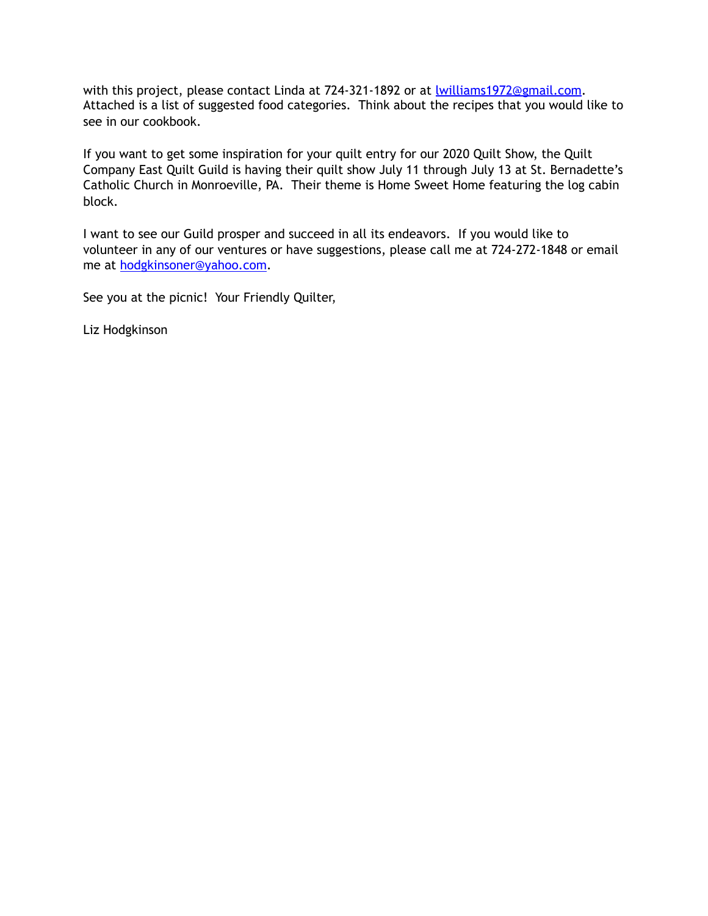with this project, please contact Linda at 724-321-1892 or at lwilliams1972@gmail.com. Attached is a list of suggested food categories. Think about the recipes that you would like to see in our cookbook.

If you want to get some inspiration for your quilt entry for our 2020 Quilt Show, the Quilt Company East Quilt Guild is having their quilt show July 11 through July 13 at St. Bernadette's Catholic Church in Monroeville, PA. Their theme is Home Sweet Home featuring the log cabin block.

I want to see our Guild prosper and succeed in all its endeavors. If you would like to volunteer in any of our ventures or have suggestions, please call me at 724-272-1848 or email me at hodgkinsoner@yahoo.com.

See you at the picnic! Your Friendly Quilter,

Liz Hodgkinson